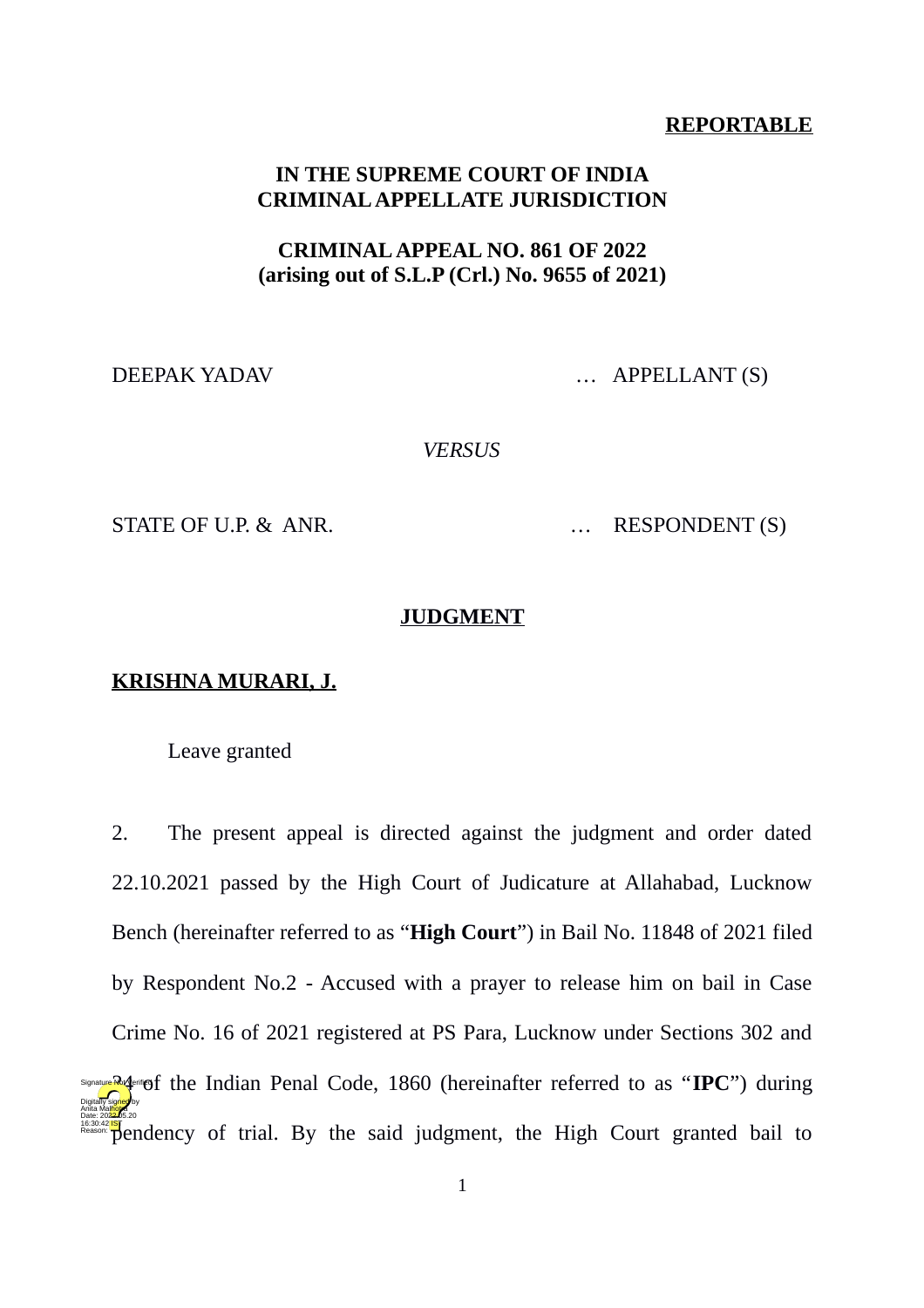**REPORTABLE**

**IN THE SUPREME COURT OF INDIA**
**CRIMINAL APPELLATE JURISDICTION**

**CRIMINAL APPEAL NO. 861 OF 2022**
**(arising out of S.L.P (Crl.) No. 9655 of 2021)**

DEEPAK YADAV … APPELLANT (S)

*VERSUS*

STATE OF U.P. & ANR. … RESPONDENT (S)

**JUDGMENT**

**KRISHNA MURARI, J.**

Leave granted

2. The present appeal is directed against the judgment and order dated 22.10.2021 passed by the High Court of Judicature at Allahabad, Lucknow Bench (hereinafter referred to as "**High Court**") in Bail No. 11848 of 2021 filed by Respondent No.2 - Accused with a prayer to release him on bail in Case Crime No. 16 of 2021 registered at PS Para, Lucknow under Sections 302 and 34 of the Indian Penal Code, 1860 (hereinafter referred to as "**IPC**") during pendency of trial. By the said judgment, the High Court granted bail to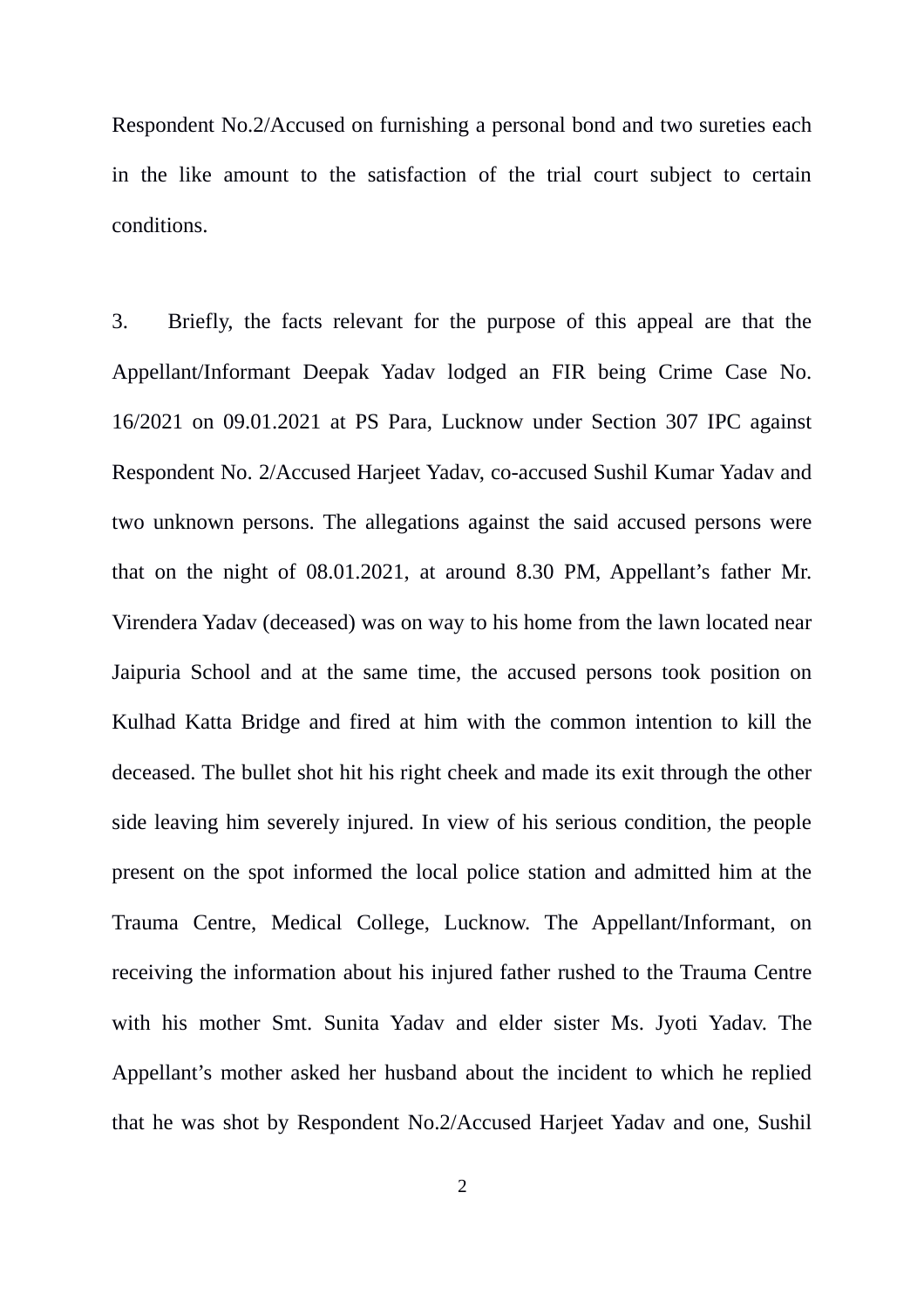Respondent No.2/Accused on furnishing a personal bond and two sureties each in the like amount to the satisfaction of the trial court subject to certain conditions.

3. Briefly, the facts relevant for the purpose of this appeal are that the Appellant/Informant Deepak Yadav lodged an FIR being Crime Case No. 16/2021 on 09.01.2021 at PS Para, Lucknow under Section 307 IPC against Respondent No. 2/Accused Harjeet Yadav, co-accused Sushil Kumar Yadav and two unknown persons. The allegations against the said accused persons were that on the night of 08.01.2021, at around 8.30 PM, Appellant's father Mr. Virendera Yadav (deceased) was on way to his home from the lawn located near Jaipuria School and at the same time, the accused persons took position on Kulhad Katta Bridge and fired at him with the common intention to kill the deceased. The bullet shot hit his right cheek and made its exit through the other side leaving him severely injured. In view of his serious condition, the people present on the spot informed the local police station and admitted him at the Trauma Centre, Medical College, Lucknow. The Appellant/Informant, on receiving the information about his injured father rushed to the Trauma Centre with his mother Smt. Sunita Yadav and elder sister Ms. Jyoti Yadav. The Appellant's mother asked her husband about the incident to which he replied that he was shot by Respondent No.2/Accused Harjeet Yadav and one, Sushil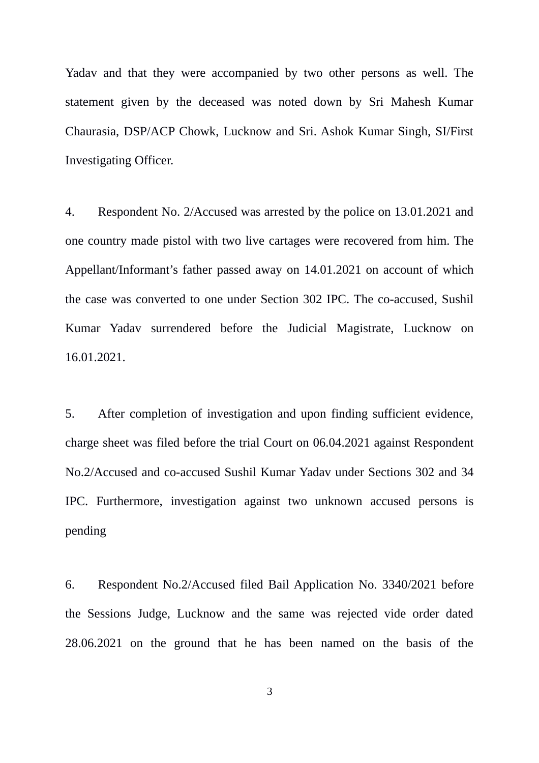Yadav and that they were accompanied by two other persons as well. The statement given by the deceased was noted down by Sri Mahesh Kumar Chaurasia, DSP/ACP Chowk, Lucknow and Sri. Ashok Kumar Singh, SI/First Investigating Officer.

4. Respondent No. 2/Accused was arrested by the police on 13.01.2021 and one country made pistol with two live cartages were recovered from him. The Appellant/Informant's father passed away on 14.01.2021 on account of which the case was converted to one under Section 302 IPC. The co-accused, Sushil Kumar Yadav surrendered before the Judicial Magistrate, Lucknow on 16.01.2021.

5. After completion of investigation and upon finding sufficient evidence, charge sheet was filed before the trial Court on 06.04.2021 against Respondent No.2/Accused and co-accused Sushil Kumar Yadav under Sections 302 and 34 IPC. Furthermore, investigation against two unknown accused persons is pending

6. Respondent No.2/Accused filed Bail Application No. 3340/2021 before the Sessions Judge, Lucknow and the same was rejected vide order dated 28.06.2021 on the ground that he has been named on the basis of the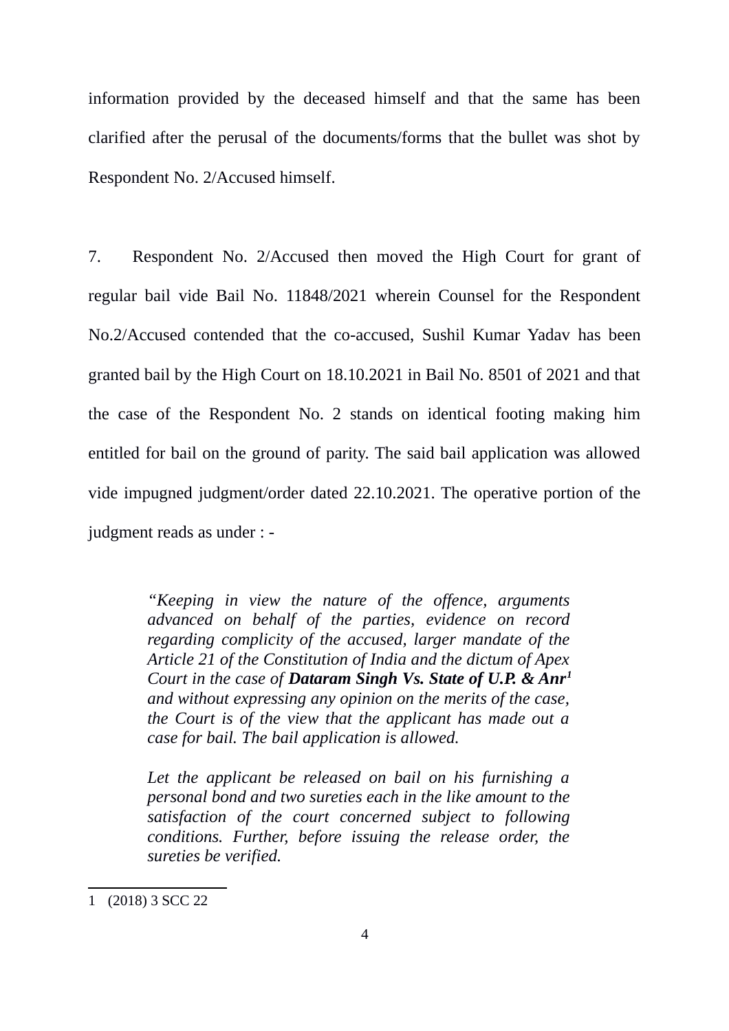information provided by the deceased himself and that the same has been clarified after the perusal of the documents/forms that the bullet was shot by Respondent No. 2/Accused himself.

7. Respondent No. 2/Accused then moved the High Court for grant of regular bail vide Bail No. 11848/2021 wherein Counsel for the Respondent No.2/Accused contended that the co-accused, Sushil Kumar Yadav has been granted bail by the High Court on 18.10.2021 in Bail No. 8501 of 2021 and that the case of the Respondent No. 2 stands on identical footing making him entitled for bail on the ground of parity. The said bail application was allowed vide impugned judgment/order dated 22.10.2021. The operative portion of the judgment reads as under : -

> *"Keeping in view the nature of the offence, arguments advanced on behalf of the parties, evidence on record regarding complicity of the accused, larger mandate of the Article 21 of the Constitution of India and the dictum of Apex Court in the case of* ***Dataram Singh Vs. State of U.P. & Anr***[1] *and without expressing any opinion on the merits of the case, the Court is of the view that the applicant has made out a case for bail. The bail application is allowed.*
>
> *Let the applicant be released on bail on his furnishing a personal bond and two sureties each in the like amount to the satisfaction of the court concerned subject to following conditions. Further, before issuing the release order, the sureties be verified.*

---

1 (2018) 3 SCC 22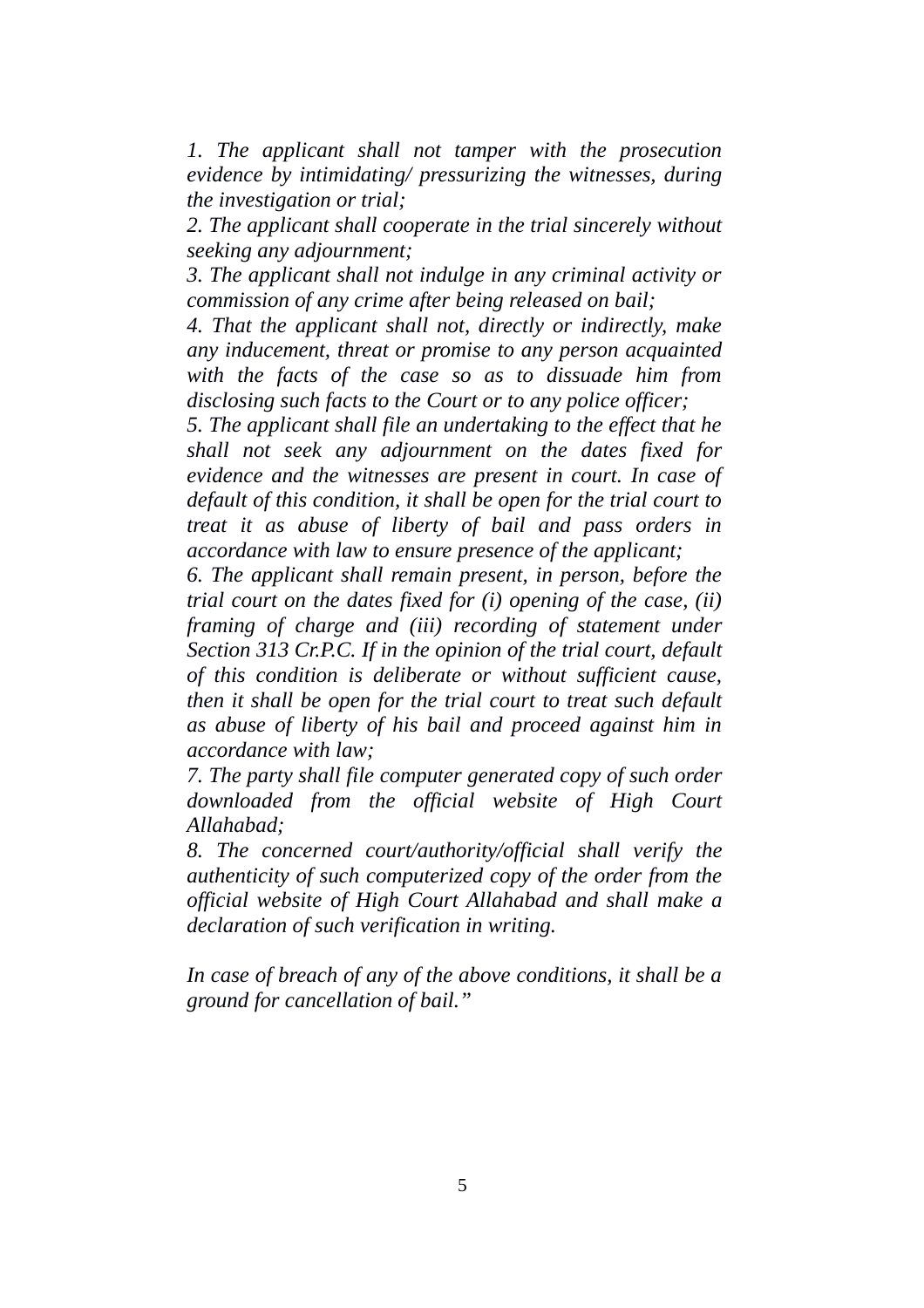*1. The applicant shall not tamper with the prosecution evidence by intimidating/ pressurizing the witnesses, during the investigation or trial;*

*2. The applicant shall cooperate in the trial sincerely without seeking any adjournment;*

*3. The applicant shall not indulge in any criminal activity or commission of any crime after being released on bail;*

*4. That the applicant shall not, directly or indirectly, make any inducement, threat or promise to any person acquainted with the facts of the case so as to dissuade him from disclosing such facts to the Court or to any police officer;*

*5. The applicant shall file an undertaking to the effect that he shall not seek any adjournment on the dates fixed for evidence and the witnesses are present in court. In case of default of this condition, it shall be open for the trial court to treat it as abuse of liberty of bail and pass orders in accordance with law to ensure presence of the applicant;*

*6. The applicant shall remain present, in person, before the trial court on the dates fixed for (i) opening of the case, (ii) framing of charge and (iii) recording of statement under Section 313 Cr.P.C. If in the opinion of the trial court, default of this condition is deliberate or without sufficient cause, then it shall be open for the trial court to treat such default as abuse of liberty of his bail and proceed against him in accordance with law;*

*7. The party shall file computer generated copy of such order downloaded from the official website of High Court Allahabad;*

*8. The concerned court/authority/official shall verify the authenticity of such computerized copy of the order from the official website of High Court Allahabad and shall make a declaration of such verification in writing.*

*In case of breach of any of the above conditions, it shall be a ground for cancellation of bail."*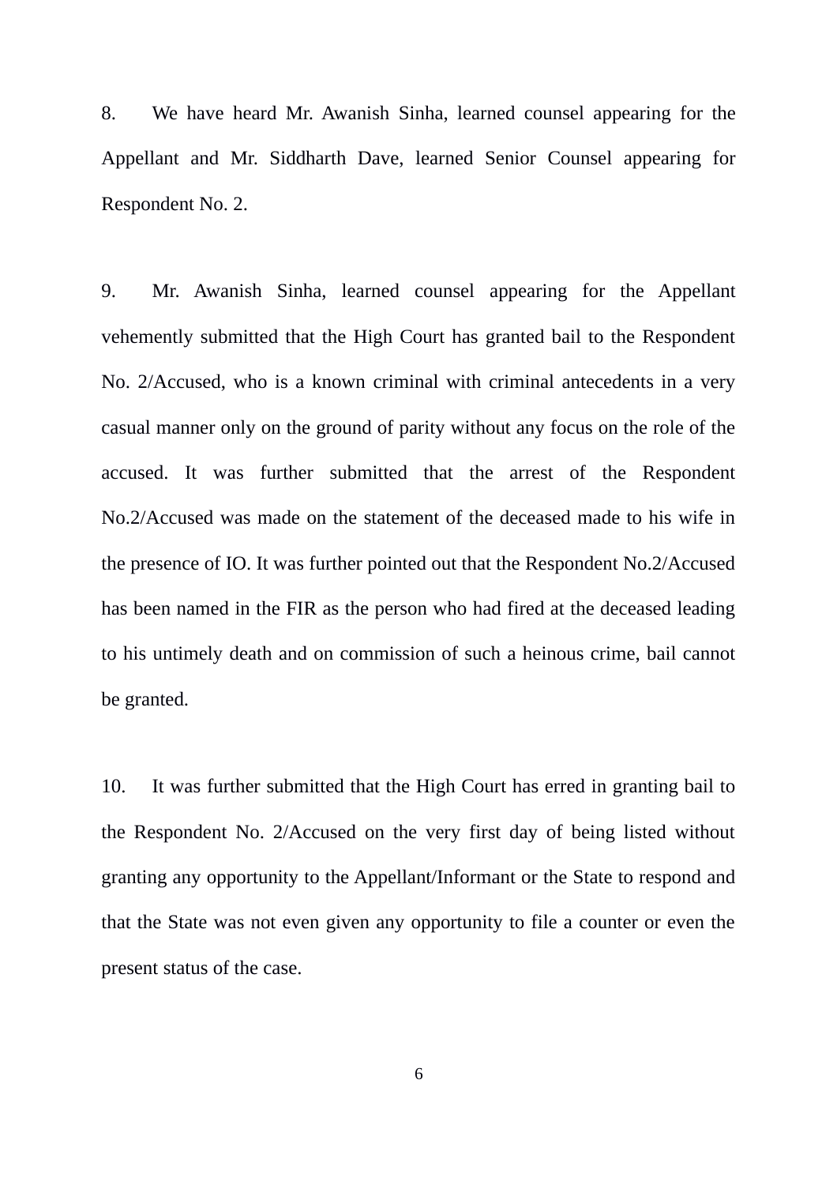8. We have heard Mr. Awanish Sinha, learned counsel appearing for the Appellant and Mr. Siddharth Dave, learned Senior Counsel appearing for Respondent No. 2.

9. Mr. Awanish Sinha, learned counsel appearing for the Appellant vehemently submitted that the High Court has granted bail to the Respondent No. 2/Accused, who is a known criminal with criminal antecedents in a very casual manner only on the ground of parity without any focus on the role of the accused. It was further submitted that the arrest of the Respondent No.2/Accused was made on the statement of the deceased made to his wife in the presence of IO. It was further pointed out that the Respondent No.2/Accused has been named in the FIR as the person who had fired at the deceased leading to his untimely death and on commission of such a heinous crime, bail cannot be granted.

10. It was further submitted that the High Court has erred in granting bail to the Respondent No. 2/Accused on the very first day of being listed without granting any opportunity to the Appellant/Informant or the State to respond and that the State was not even given any opportunity to file a counter or even the present status of the case.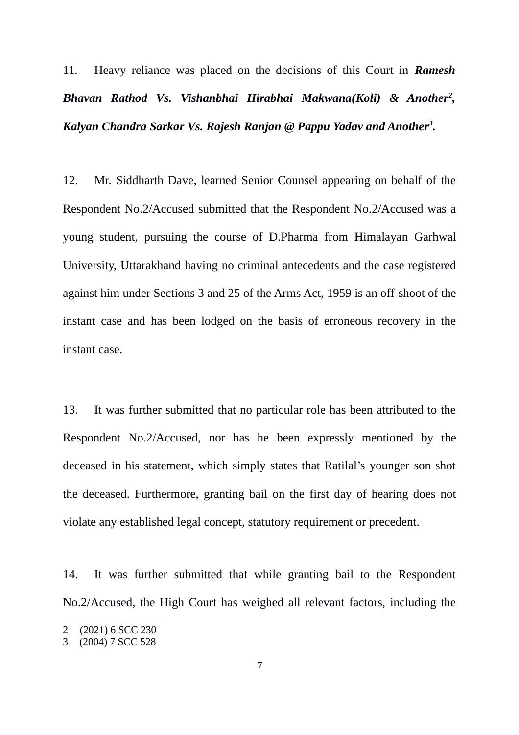11. Heavy reliance was placed on the decisions of this Court in ***Ramesh Bhavan Rathod Vs. Vishanbhai Hirabhai Makwana(Koli) & Another***[2], ***Kalyan Chandra Sarkar Vs. Rajesh Ranjan @ Pappu Yadav and Another***[3].

12. Mr. Siddharth Dave, learned Senior Counsel appearing on behalf of the Respondent No.2/Accused submitted that the Respondent No.2/Accused was a young student, pursuing the course of D.Pharma from Himalayan Garhwal University, Uttarakhand having no criminal antecedents and the case registered against him under Sections 3 and 25 of the Arms Act, 1959 is an off-shoot of the instant case and has been lodged on the basis of erroneous recovery in the instant case.

13. It was further submitted that no particular role has been attributed to the Respondent No.2/Accused, nor has he been expressly mentioned by the deceased in his statement, which simply states that Ratilal's younger son shot the deceased. Furthermore, granting bail on the first day of hearing does not violate any established legal concept, statutory requirement or precedent.

14. It was further submitted that while granting bail to the Respondent No.2/Accused, the High Court has weighed all relevant factors, including the

---

2 (2021) 6 SCC 230

3 (2004) 7 SCC 528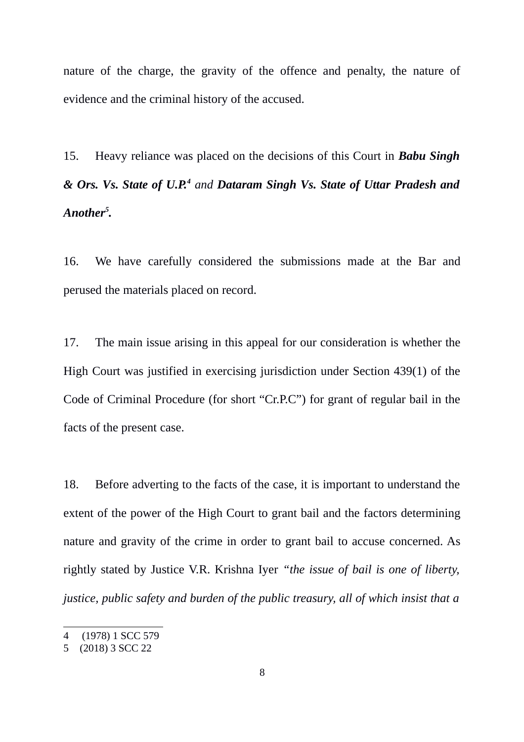nature of the charge, the gravity of the offence and penalty, the nature of evidence and the criminal history of the accused.

15. Heavy reliance was placed on the decisions of this Court in ***Babu Singh & Ors. Vs. State of U.P.***[4] *and* ***Dataram Singh Vs. State of Uttar Pradesh and Another***[5]**.**

16. We have carefully considered the submissions made at the Bar and perused the materials placed on record.

17. The main issue arising in this appeal for our consideration is whether the High Court was justified in exercising jurisdiction under Section 439(1) of the Code of Criminal Procedure (for short "Cr.P.C") for grant of regular bail in the facts of the present case.

18. Before adverting to the facts of the case, it is important to understand the extent of the power of the High Court to grant bail and the factors determining nature and gravity of the crime in order to grant bail to accuse concerned. As rightly stated by Justice V.R. Krishna Iyer *"the issue of bail is one of liberty, justice, public safety and burden of the public treasury, all of which insist that a*

---

4 (1978) 1 SCC 579

5 (2018) 3 SCC 22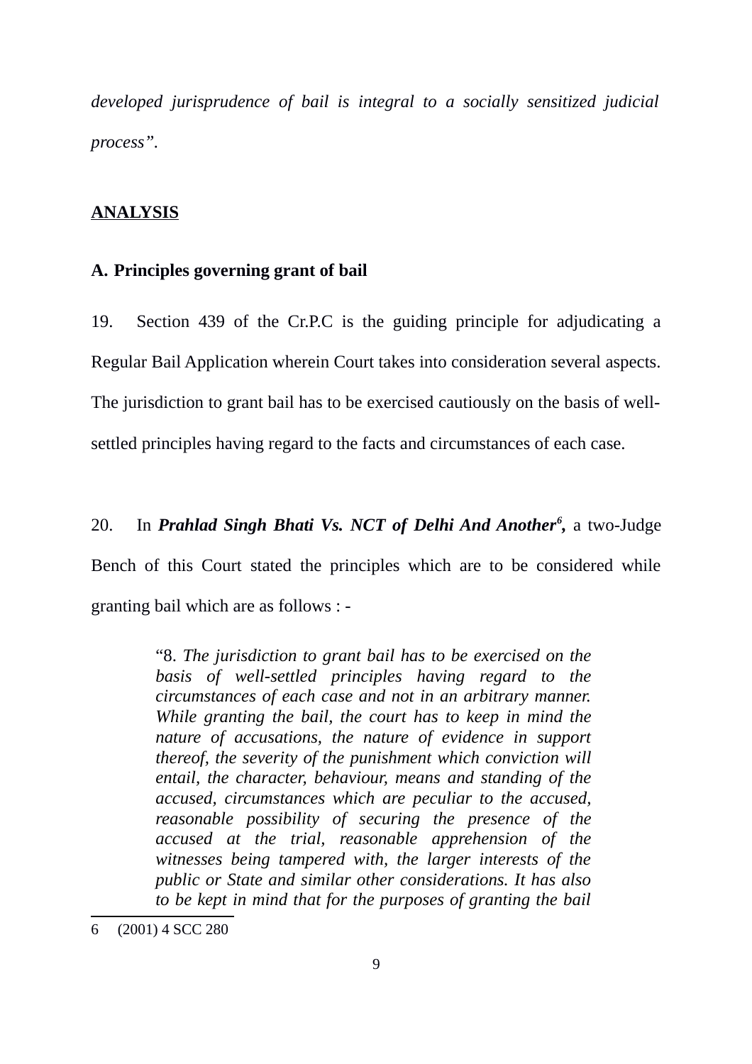*developed jurisprudence of bail is integral to a socially sensitized judicial process".*

**ANALYSIS**

**A. Principles governing grant of bail**

19. Section 439 of the Cr.P.C is the guiding principle for adjudicating a Regular Bail Application wherein Court takes into consideration several aspects. The jurisdiction to grant bail has to be exercised cautiously on the basis of well-settled principles having regard to the facts and circumstances of each case.

20. In ***Prahlad Singh Bhati Vs. NCT of Delhi And Another***[6]**,** a two-Judge Bench of this Court stated the principles which are to be considered while granting bail which are as follows : -

> "8. *The jurisdiction to grant bail has to be exercised on the basis of well-settled principles having regard to the circumstances of each case and not in an arbitrary manner. While granting the bail, the court has to keep in mind the nature of accusations, the nature of evidence in support thereof, the severity of the punishment which conviction will entail, the character, behaviour, means and standing of the accused, circumstances which are peculiar to the accused, reasonable possibility of securing the presence of the accused at the trial, reasonable apprehension of the witnesses being tampered with, the larger interests of the public or State and similar other considerations. It has also to be kept in mind that for the purposes of granting the bail*

6 (2001) 4 SCC 280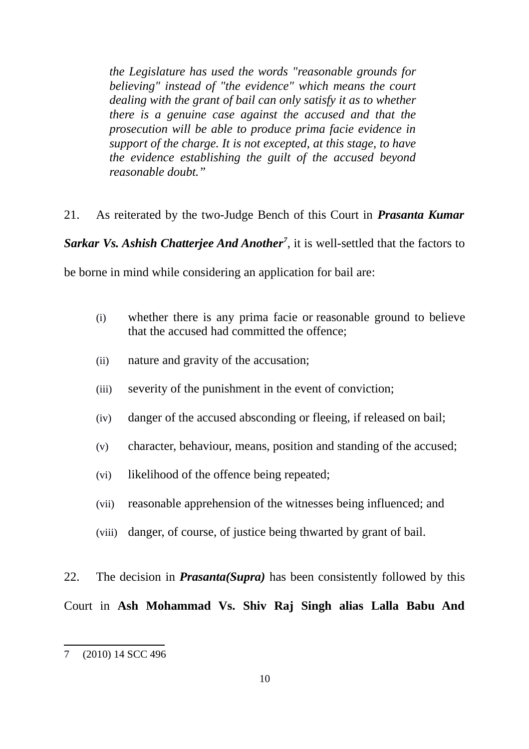> *the Legislature has used the words "reasonable grounds for believing" instead of "the evidence" which means the court dealing with the grant of bail can only satisfy it as to whether there is a genuine case against the accused and that the prosecution will be able to produce prima facie evidence in support of the charge. It is not excepted, at this stage, to have the evidence establishing the guilt of the accused beyond reasonable doubt."*

21. As reiterated by the two-Judge Bench of this Court in ***Prasanta Kumar Sarkar Vs. Ashish Chatterjee And Another***[7], it is well-settled that the factors to be borne in mind while considering an application for bail are:

(i) whether there is any prima facie or reasonable ground to believe that the accused had committed the offence;

(ii) nature and gravity of the accusation;

(iii) severity of the punishment in the event of conviction;

(iv) danger of the accused absconding or fleeing, if released on bail;

(v) character, behaviour, means, position and standing of the accused;

(vi) likelihood of the offence being repeated;

(vii) reasonable apprehension of the witnesses being influenced; and

(viii) danger, of course, of justice being thwarted by grant of bail.

22. The decision in ***Prasanta(Supra)*** has been consistently followed by this Court in **Ash Mohammad Vs. Shiv Raj Singh alias Lalla Babu And**

---

7 (2010) 14 SCC 496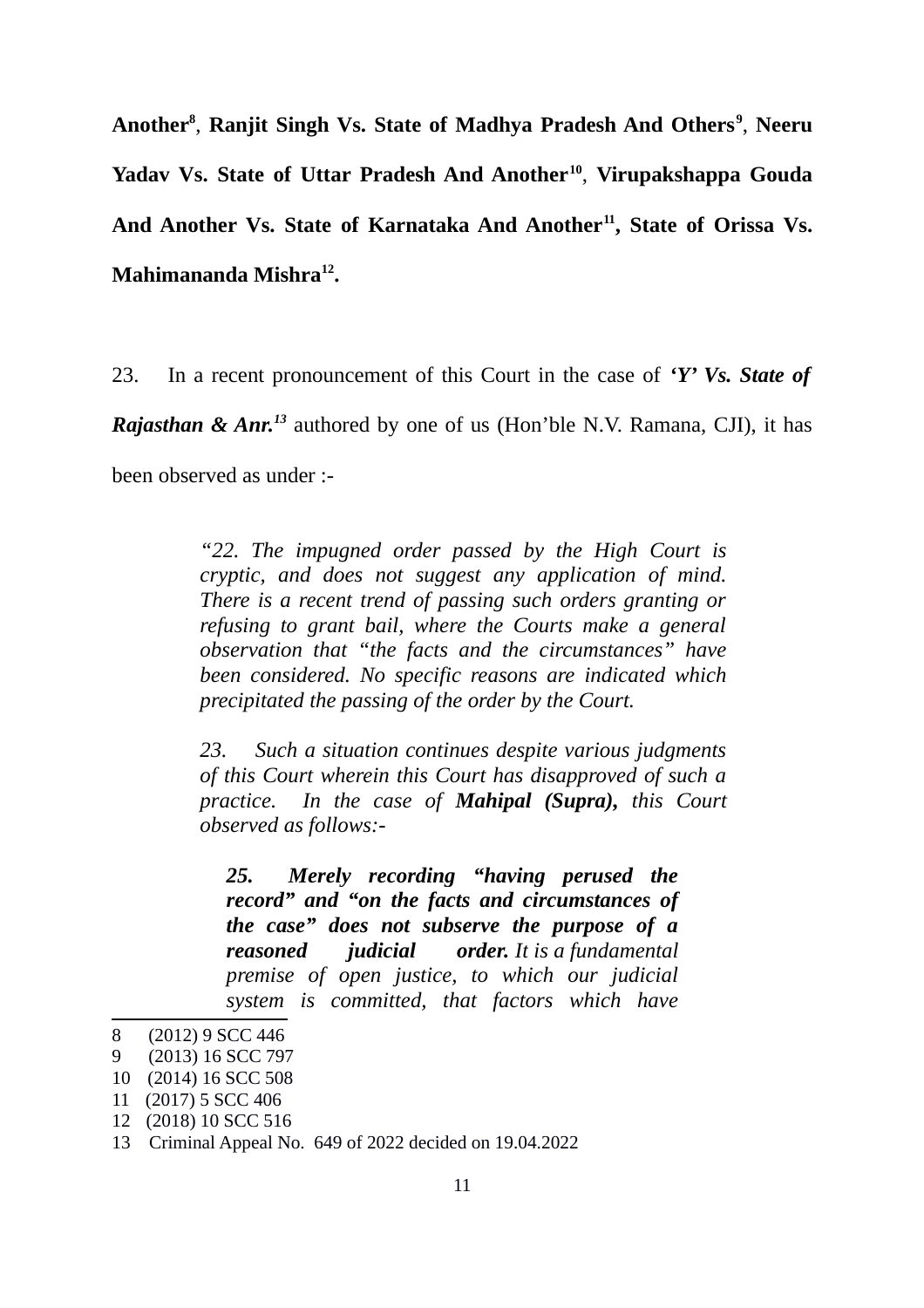**Another**[8], **Ranjit Singh Vs. State of Madhya Pradesh And Others**[9], **Neeru Yadav Vs. State of Uttar Pradesh And Another**[10], **Virupakshappa Gouda And Another Vs. State of Karnataka And Another**[11], **State of Orissa Vs. Mahimananda Mishra**[12].

23. In a recent pronouncement of this Court in the case of ***'Y' Vs. State of Rajasthan & Anr.***[13] authored by one of us (Hon'ble N.V. Ramana, CJI), it has been observed as under :-

> *"22. The impugned order passed by the High Court is cryptic, and does not suggest any application of mind. There is a recent trend of passing such orders granting or refusing to grant bail, where the Courts make a general observation that "the facts and the circumstances" have been considered. No specific reasons are indicated which precipitated the passing of the order by the Court.*
>
> *23. Such a situation continues despite various judgments of this Court wherein this Court has disapproved of such a practice. In the case of **Mahipal (Supra),** this Court observed as follows:-*
>
> > ***25. Merely recording "having perused the record" and "on the facts and circumstances of the case" does not subserve the purpose of a reasoned judicial order.** It is a fundamental premise of open justice, to which our judicial system is committed, that factors which have*

8 (2012) 9 SCC 446

9 (2013) 16 SCC 797

10 (2014) 16 SCC 508

11 (2017) 5 SCC 406

12 (2018) 10 SCC 516

13 Criminal Appeal No. 649 of 2022 decided on 19.04.2022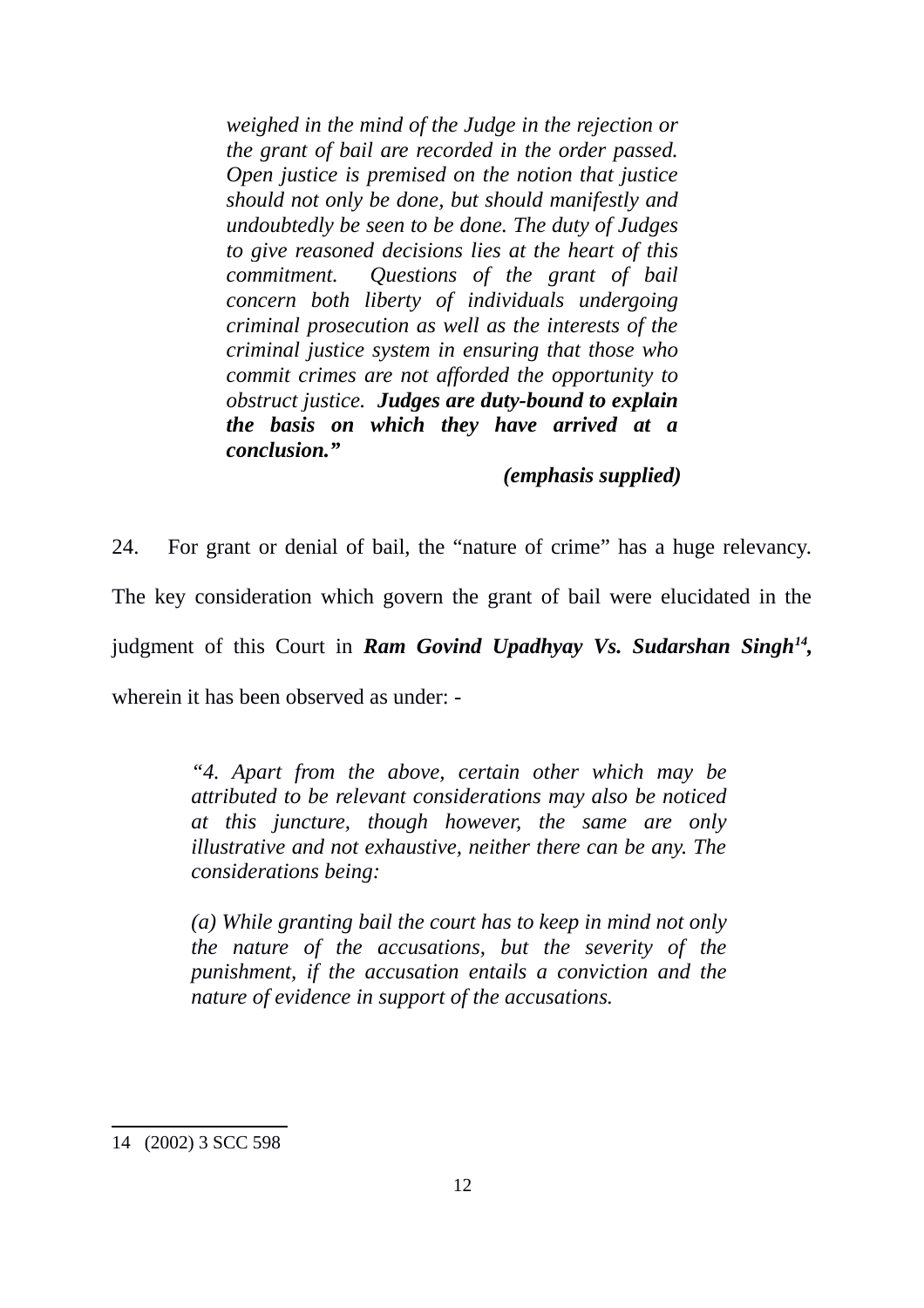> *weighed in the mind of the Judge in the rejection or the grant of bail are recorded in the order passed. Open justice is premised on the notion that justice should not only be done, but should manifestly and undoubtedly be seen to be done. The duty of Judges to give reasoned decisions lies at the heart of this commitment. Questions of the grant of bail concern both liberty of individuals undergoing criminal prosecution as well as the interests of the criminal justice system in ensuring that those who commit crimes are not afforded the opportunity to obstruct justice.* ***Judges are duty-bound to explain the basis on which they have arrived at a conclusion."***
>
> ***(emphasis supplied)***

24. For grant or denial of bail, the "nature of crime" has a huge relevancy. The key consideration which govern the grant of bail were elucidated in the judgment of this Court in ***Ram Govind Upadhyay Vs. Sudarshan Singh***[14]**,** wherein it has been observed as under: -

> *"4. Apart from the above, certain other which may be attributed to be relevant considerations may also be noticed at this juncture, though however, the same are only illustrative and not exhaustive, neither there can be any. The considerations being:*
>
> *(a) While granting bail the court has to keep in mind not only the nature of the accusations, but the severity of the punishment, if the accusation entails a conviction and the nature of evidence in support of the accusations.*

---

14 (2002) 3 SCC 598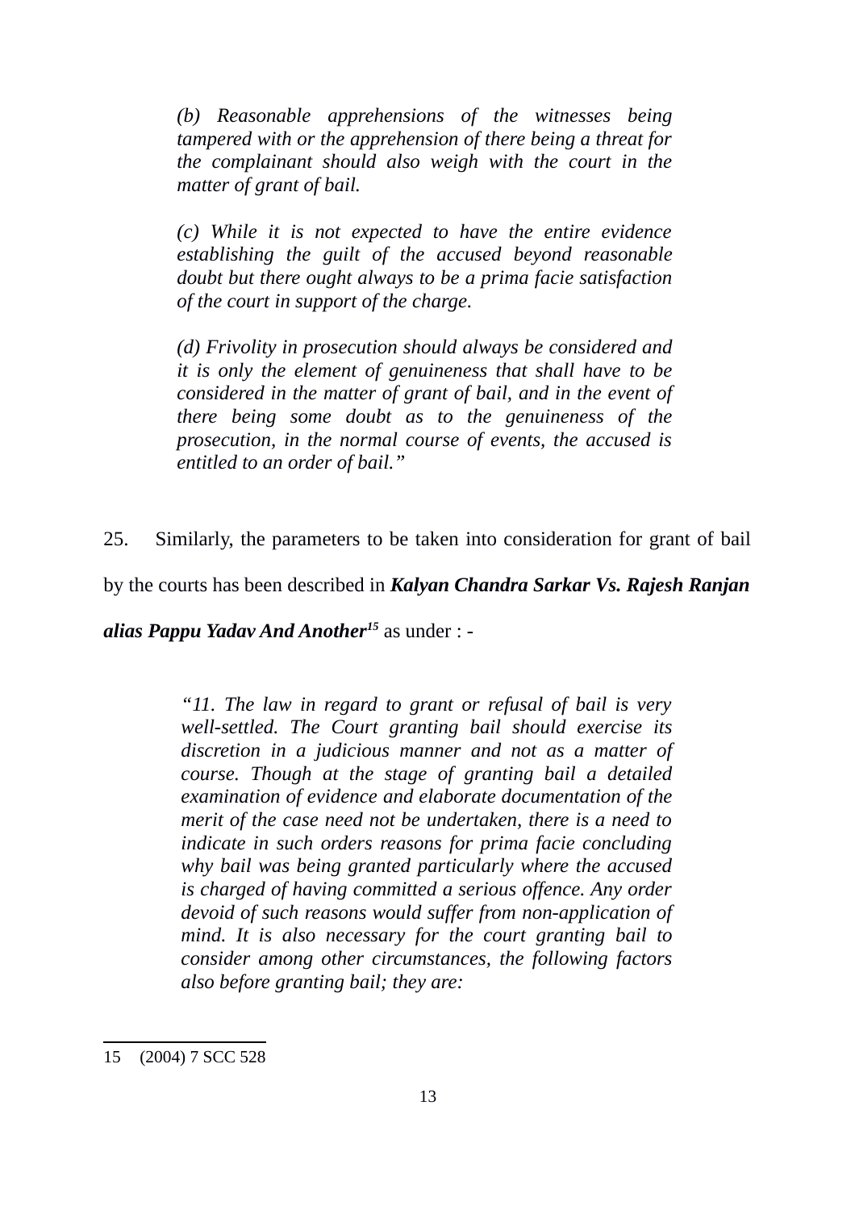> *(b) Reasonable apprehensions of the witnesses being tampered with or the apprehension of there being a threat for the complainant should also weigh with the court in the matter of grant of bail.*
>
> *(c) While it is not expected to have the entire evidence establishing the guilt of the accused beyond reasonable doubt but there ought always to be a prima facie satisfaction of the court in support of the charge.*
>
> *(d) Frivolity in prosecution should always be considered and it is only the element of genuineness that shall have to be considered in the matter of grant of bail, and in the event of there being some doubt as to the genuineness of the prosecution, in the normal course of events, the accused is entitled to an order of bail."*

25. Similarly, the parameters to be taken into consideration for grant of bail by the courts has been described in ***Kalyan Chandra Sarkar Vs. Rajesh Ranjan alias Pappu Yadav And Another***[15] as under : -

> *"11. The law in regard to grant or refusal of bail is very well-settled. The Court granting bail should exercise its discretion in a judicious manner and not as a matter of course. Though at the stage of granting bail a detailed examination of evidence and elaborate documentation of the merit of the case need not be undertaken, there is a need to indicate in such orders reasons for prima facie concluding why bail was being granted particularly where the accused is charged of having committed a serious offence. Any order devoid of such reasons would suffer from non-application of mind. It is also necessary for the court granting bail to consider among other circumstances, the following factors also before granting bail; they are:*

---

15 (2004) 7 SCC 528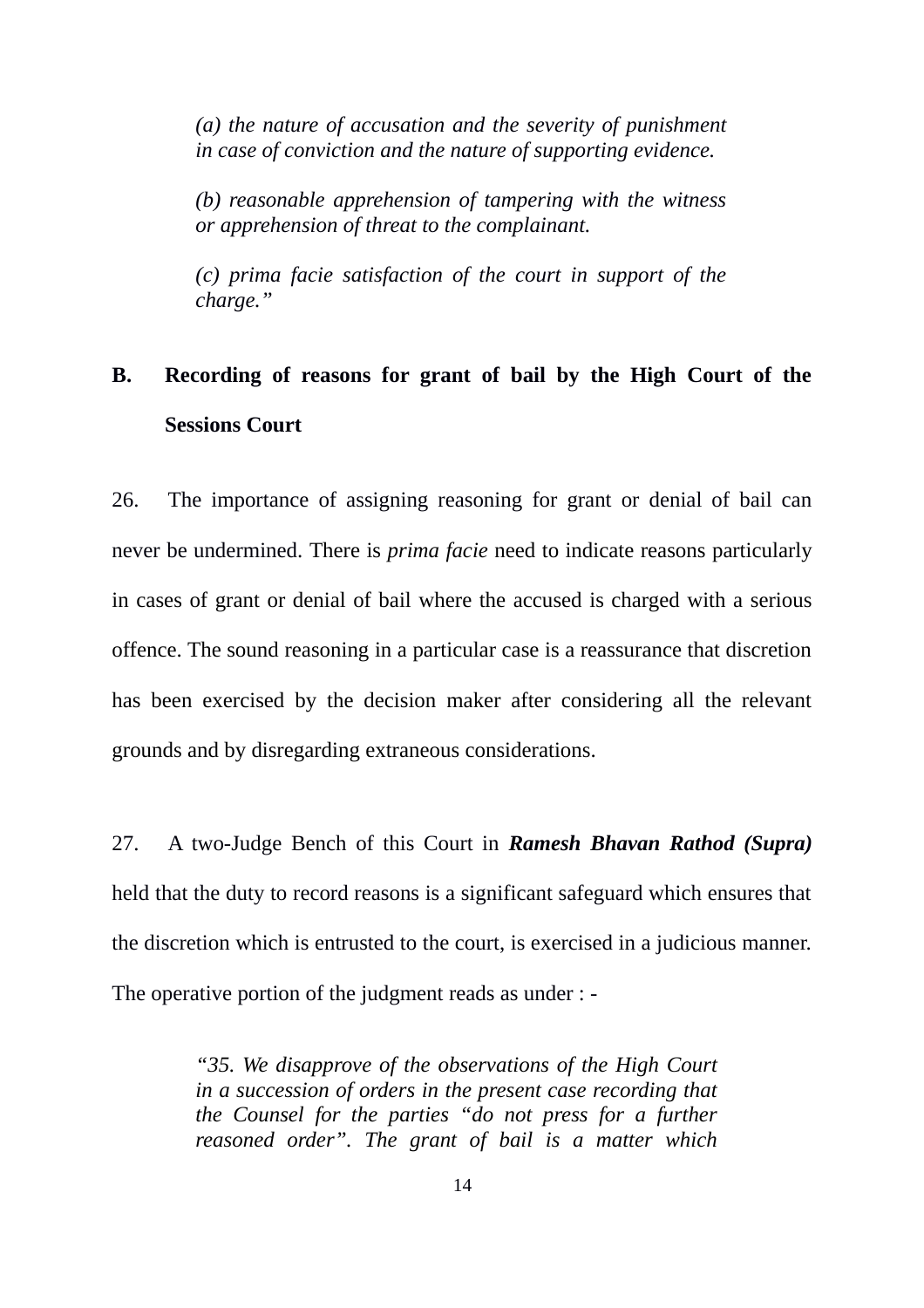> *(a) the nature of accusation and the severity of punishment in case of conviction and the nature of supporting evidence.*
>
> *(b) reasonable apprehension of tampering with the witness or apprehension of threat to the complainant.*
>
> *(c) prima facie satisfaction of the court in support of the charge."*

**B. Recording of reasons for grant of bail by the High Court of the Sessions Court**

26. The importance of assigning reasoning for grant or denial of bail can never be undermined. There is *prima facie* need to indicate reasons particularly in cases of grant or denial of bail where the accused is charged with a serious offence. The sound reasoning in a particular case is a reassurance that discretion has been exercised by the decision maker after considering all the relevant grounds and by disregarding extraneous considerations.

27. A two-Judge Bench of this Court in ***Ramesh Bhavan Rathod (Supra)*** held that the duty to record reasons is a significant safeguard which ensures that the discretion which is entrusted to the court, is exercised in a judicious manner. The operative portion of the judgment reads as under : -

> *"35. We disapprove of the observations of the High Court in a succession of orders in the present case recording that the Counsel for the parties "do not press for a further reasoned order". The grant of bail is a matter which*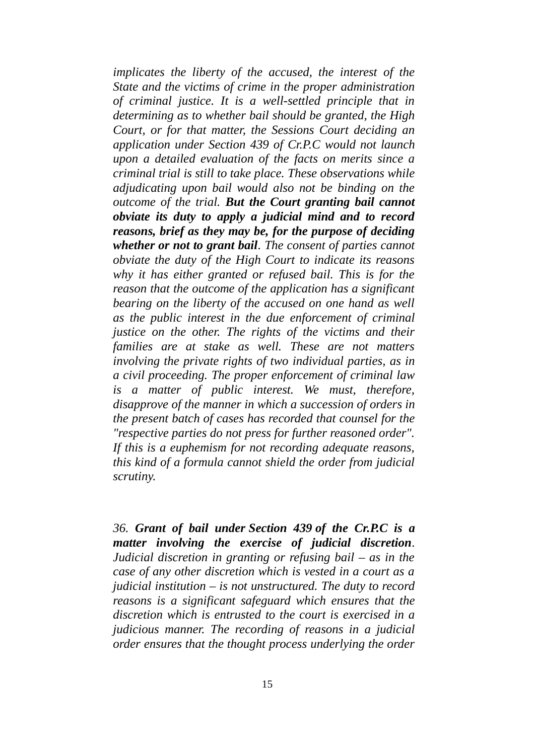*implicates the liberty of the accused, the interest of the State and the victims of crime in the proper administration of criminal justice. It is a well-settled principle that in determining as to whether bail should be granted, the High Court, or for that matter, the Sessions Court deciding an application under Section 439 of Cr.P.C would not launch upon a detailed evaluation of the facts on merits since a criminal trial is still to take place. These observations while adjudicating upon bail would also not be binding on the outcome of the trial.* ***But the Court granting bail cannot obviate its duty to apply a judicial mind and to record reasons, brief as they may be, for the purpose of deciding whether or not to grant bail****. The consent of parties cannot obviate the duty of the High Court to indicate its reasons why it has either granted or refused bail. This is for the reason that the outcome of the application has a significant bearing on the liberty of the accused on one hand as well as the public interest in the due enforcement of criminal justice on the other. The rights of the victims and their families are at stake as well. These are not matters involving the private rights of two individual parties, as in a civil proceeding. The proper enforcement of criminal law is a matter of public interest. We must, therefore, disapprove of the manner in which a succession of orders in the present batch of cases has recorded that counsel for the "respective parties do not press for further reasoned order". If this is a euphemism for not recording adequate reasons, this kind of a formula cannot shield the order from judicial scrutiny.*

*36.* ***Grant of bail under Section 439 of the Cr.P.C is a matter involving the exercise of judicial discretion****. Judicial discretion in granting or refusing bail – as in the case of any other discretion which is vested in a court as a judicial institution – is not unstructured. The duty to record reasons is a significant safeguard which ensures that the discretion which is entrusted to the court is exercised in a judicious manner. The recording of reasons in a judicial order ensures that the thought process underlying the order*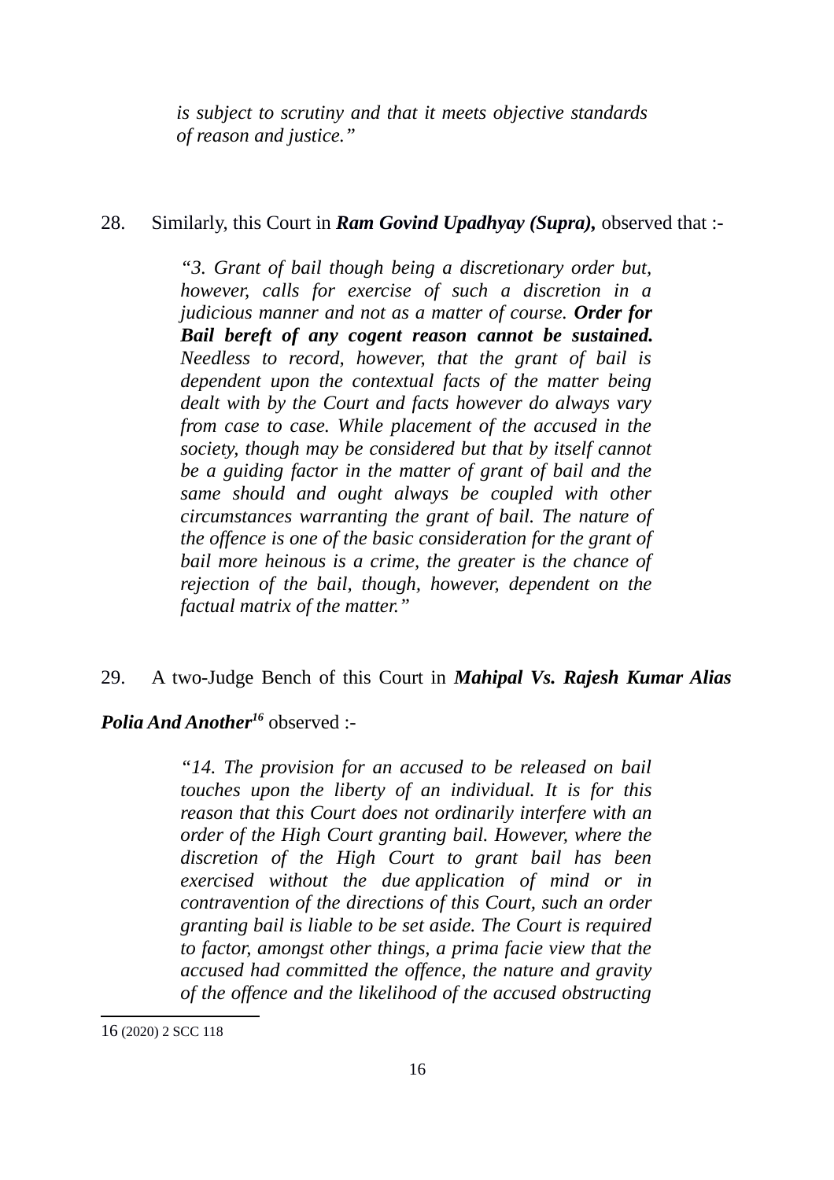*is subject to scrutiny and that it meets objective standards of reason and justice."*

28. Similarly, this Court in ***Ram Govind Upadhyay (Supra),*** observed that :-

> *"3. Grant of bail though being a discretionary order but, however, calls for exercise of such a discretion in a judicious manner and not as a matter of course.* ***Order for Bail bereft of any cogent reason cannot be sustained.*** *Needless to record, however, that the grant of bail is dependent upon the contextual facts of the matter being dealt with by the Court and facts however do always vary from case to case. While placement of the accused in the society, though may be considered but that by itself cannot be a guiding factor in the matter of grant of bail and the same should and ought always be coupled with other circumstances warranting the grant of bail. The nature of the offence is one of the basic consideration for the grant of bail more heinous is a crime, the greater is the chance of rejection of the bail, though, however, dependent on the factual matrix of the matter."*

29. A two-Judge Bench of this Court in ***Mahipal Vs. Rajesh Kumar Alias Polia And Another***[16] observed :-

> *"14. The provision for an accused to be released on bail touches upon the liberty of an individual. It is for this reason that this Court does not ordinarily interfere with an order of the High Court granting bail. However, where the discretion of the High Court to grant bail has been exercised without the due application of mind or in contravention of the directions of this Court, such an order granting bail is liable to be set aside. The Court is required to factor, amongst other things, a prima facie view that the accused had committed the offence, the nature and gravity of the offence and the likelihood of the accused obstructing*

16 (2020) 2 SCC 118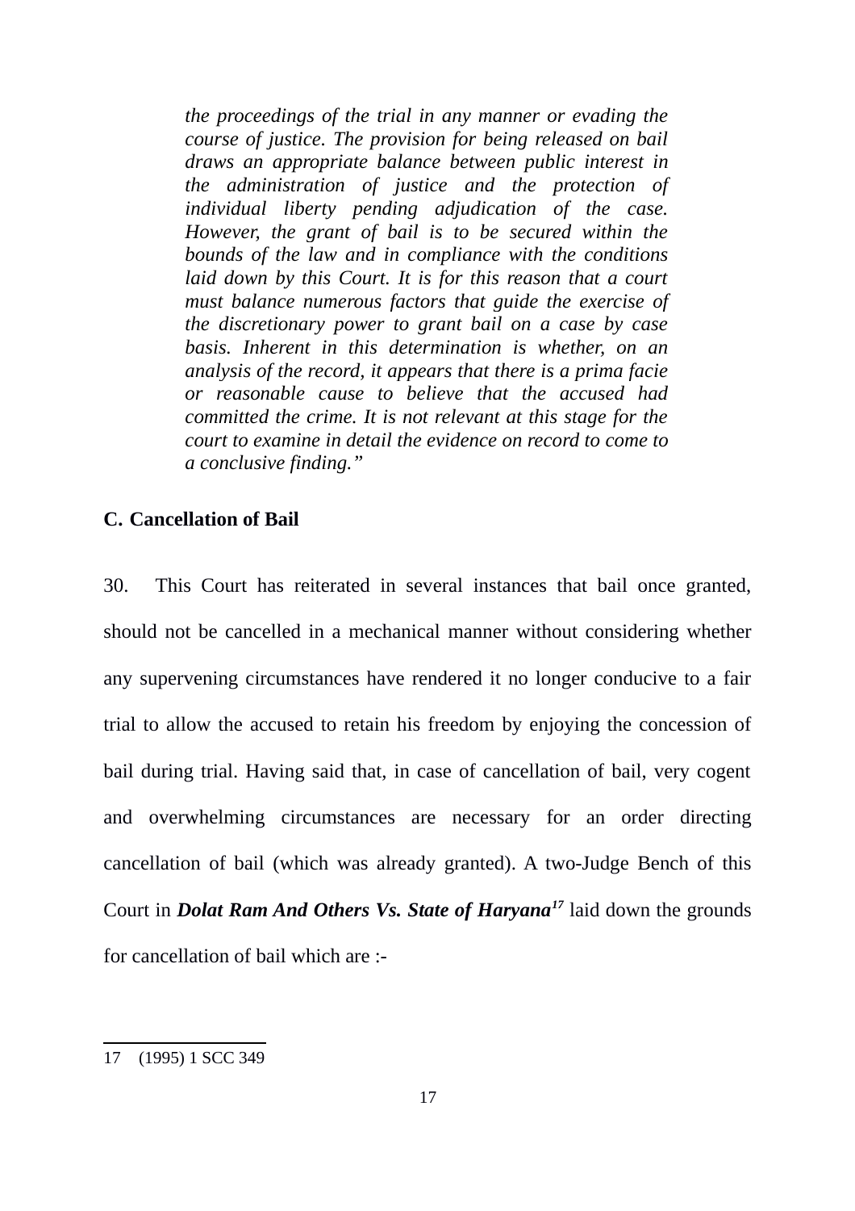*the proceedings of the trial in any manner or evading the course of justice. The provision for being released on bail draws an appropriate balance between public interest in the administration of justice and the protection of individual liberty pending adjudication of the case. However, the grant of bail is to be secured within the bounds of the law and in compliance with the conditions laid down by this Court. It is for this reason that a court must balance numerous factors that guide the exercise of the discretionary power to grant bail on a case by case basis. Inherent in this determination is whether, on an analysis of the record, it appears that there is a prima facie or reasonable cause to believe that the accused had committed the crime. It is not relevant at this stage for the court to examine in detail the evidence on record to come to a conclusive finding."*

**C. Cancellation of Bail**

30. This Court has reiterated in several instances that bail once granted, should not be cancelled in a mechanical manner without considering whether any supervening circumstances have rendered it no longer conducive to a fair trial to allow the accused to retain his freedom by enjoying the concession of bail during trial. Having said that, in case of cancellation of bail, very cogent and overwhelming circumstances are necessary for an order directing cancellation of bail (which was already granted). A two-Judge Bench of this Court in ***Dolat Ram And Others Vs. State of Haryana***[17] laid down the grounds for cancellation of bail which are :-

---

17 (1995) 1 SCC 349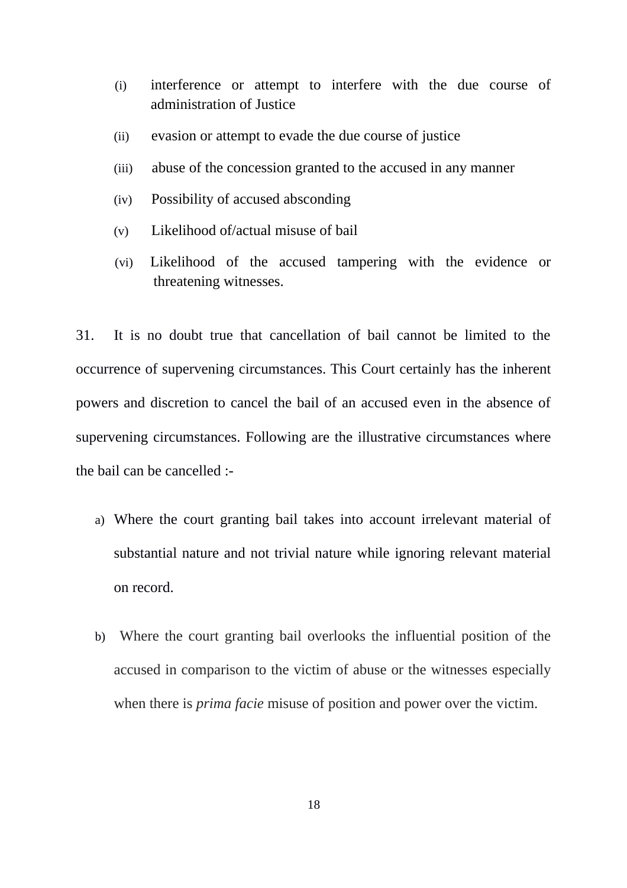(i) interference or attempt to interfere with the due course of administration of Justice

(ii) evasion or attempt to evade the due course of justice

(iii) abuse of the concession granted to the accused in any manner

(iv) Possibility of accused absconding

(v) Likelihood of/actual misuse of bail

(vi) Likelihood of the accused tampering with the evidence or threatening witnesses.

31. It is no doubt true that cancellation of bail cannot be limited to the occurrence of supervening circumstances. This Court certainly has the inherent powers and discretion to cancel the bail of an accused even in the absence of supervening circumstances. Following are the illustrative circumstances where the bail can be cancelled :-

a) Where the court granting bail takes into account irrelevant material of substantial nature and not trivial nature while ignoring relevant material on record.

b) Where the court granting bail overlooks the influential position of the accused in comparison to the victim of abuse or the witnesses especially when there is *prima facie* misuse of position and power over the victim.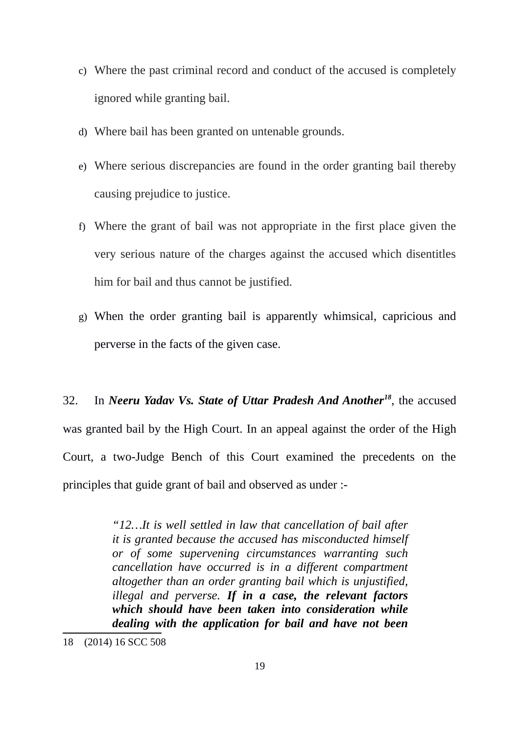c) Where the past criminal record and conduct of the accused is completely ignored while granting bail.

d) Where bail has been granted on untenable grounds.

e) Where serious discrepancies are found in the order granting bail thereby causing prejudice to justice.

f) Where the grant of bail was not appropriate in the first place given the very serious nature of the charges against the accused which disentitles him for bail and thus cannot be justified.

g) When the order granting bail is apparently whimsical, capricious and perverse in the facts of the given case.

32. In ***Neeru Yadav Vs. State of Uttar Pradesh And Another***[18], the accused was granted bail by the High Court. In an appeal against the order of the High Court, a two-Judge Bench of this Court examined the precedents on the principles that guide grant of bail and observed as under :-

> *"12…It is well settled in law that cancellation of bail after it is granted because the accused has misconducted himself or of some supervening circumstances warranting such cancellation have occurred is in a different compartment altogether than an order granting bail which is unjustified, illegal and perverse.* ***If in a case, the relevant factors which should have been taken into consideration while dealing with the application for bail and have not been***

18 (2014) 16 SCC 508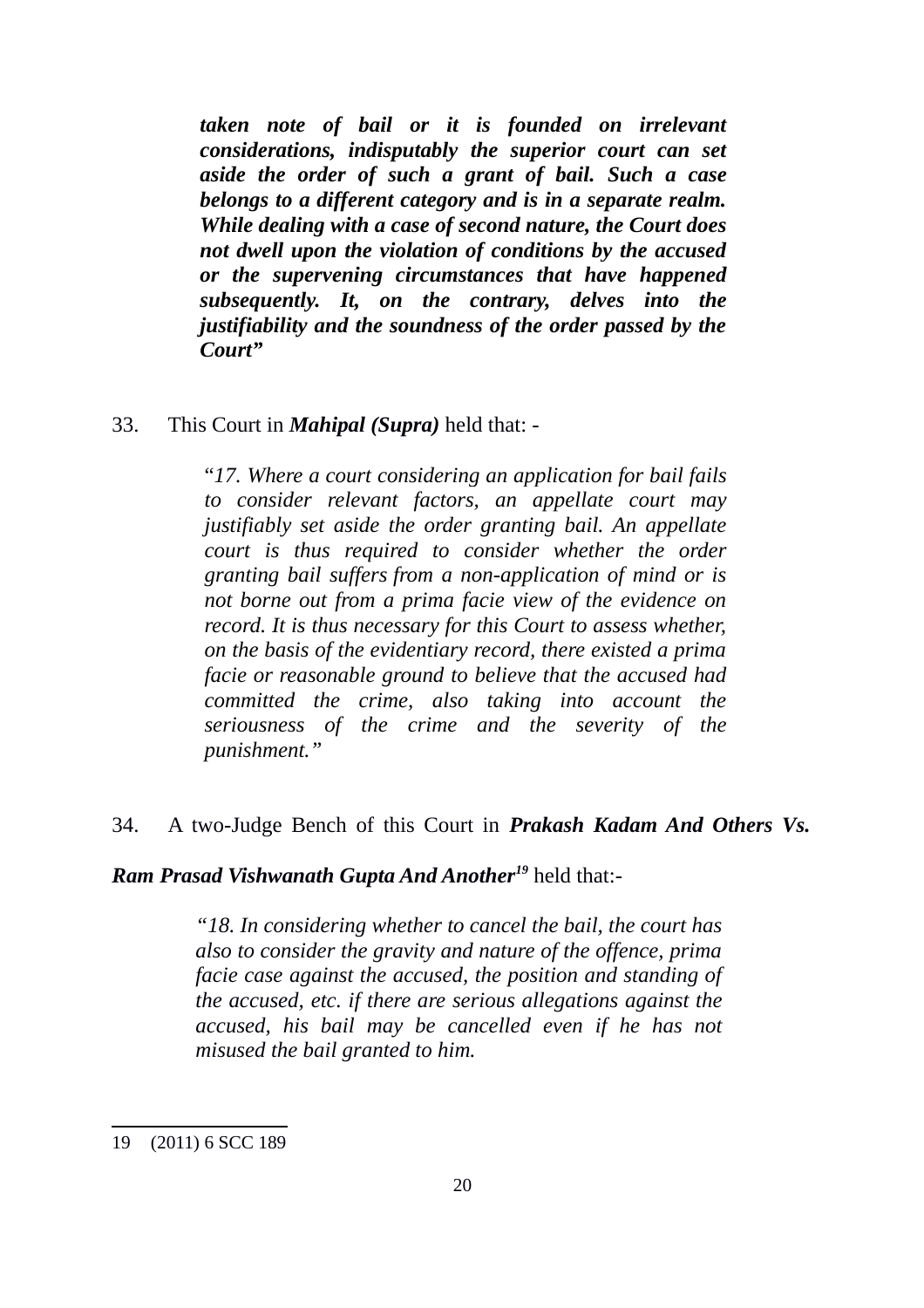> ***taken note of bail or it is founded on irrelevant considerations, indisputably the superior court can set aside the order of such a grant of bail. Such a case belongs to a different category and is in a separate realm. While dealing with a case of second nature, the Court does not dwell upon the violation of conditions by the accused or the supervening circumstances that have happened subsequently. It, on the contrary, delves into the justifiability and the soundness of the order passed by the Court"***

33. This Court in ***Mahipal (Supra)*** held that: -

> *"17. Where a court considering an application for bail fails to consider relevant factors, an appellate court may justifiably set aside the order granting bail. An appellate court is thus required to consider whether the order granting bail suffers from a non-application of mind or is not borne out from a prima facie view of the evidence on record. It is thus necessary for this Court to assess whether, on the basis of the evidentiary record, there existed a prima facie or reasonable ground to believe that the accused had committed the crime, also taking into account the seriousness of the crime and the severity of the punishment."*

34. A two-Judge Bench of this Court in ***Prakash Kadam And Others Vs. Ram Prasad Vishwanath Gupta And Another***[19] held that:-

> *"18. In considering whether to cancel the bail, the court has also to consider the gravity and nature of the offence, prima facie case against the accused, the position and standing of the accused, etc. if there are serious allegations against the accused, his bail may be cancelled even if he has not misused the bail granted to him.*

---

19 (2011) 6 SCC 189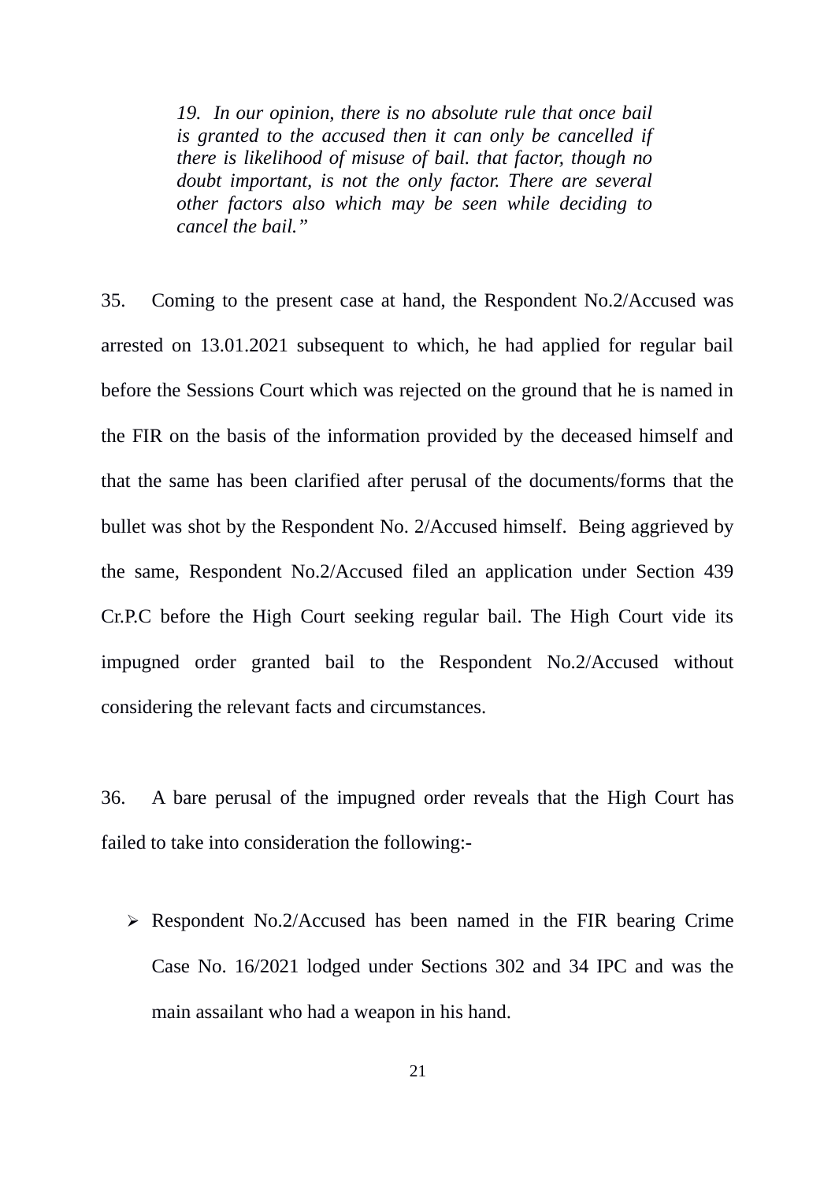> *19. In our opinion, there is no absolute rule that once bail is granted to the accused then it can only be cancelled if there is likelihood of misuse of bail. that factor, though no doubt important, is not the only factor. There are several other factors also which may be seen while deciding to cancel the bail."*

35. Coming to the present case at hand, the Respondent No.2/Accused was arrested on 13.01.2021 subsequent to which, he had applied for regular bail before the Sessions Court which was rejected on the ground that he is named in the FIR on the basis of the information provided by the deceased himself and that the same has been clarified after perusal of the documents/forms that the bullet was shot by the Respondent No. 2/Accused himself. Being aggrieved by the same, Respondent No.2/Accused filed an application under Section 439 Cr.P.C before the High Court seeking regular bail. The High Court vide its impugned order granted bail to the Respondent No.2/Accused without considering the relevant facts and circumstances.

36. A bare perusal of the impugned order reveals that the High Court has failed to take into consideration the following:-

- Respondent No.2/Accused has been named in the FIR bearing Crime Case No. 16/2021 lodged under Sections 302 and 34 IPC and was the main assailant who had a weapon in his hand.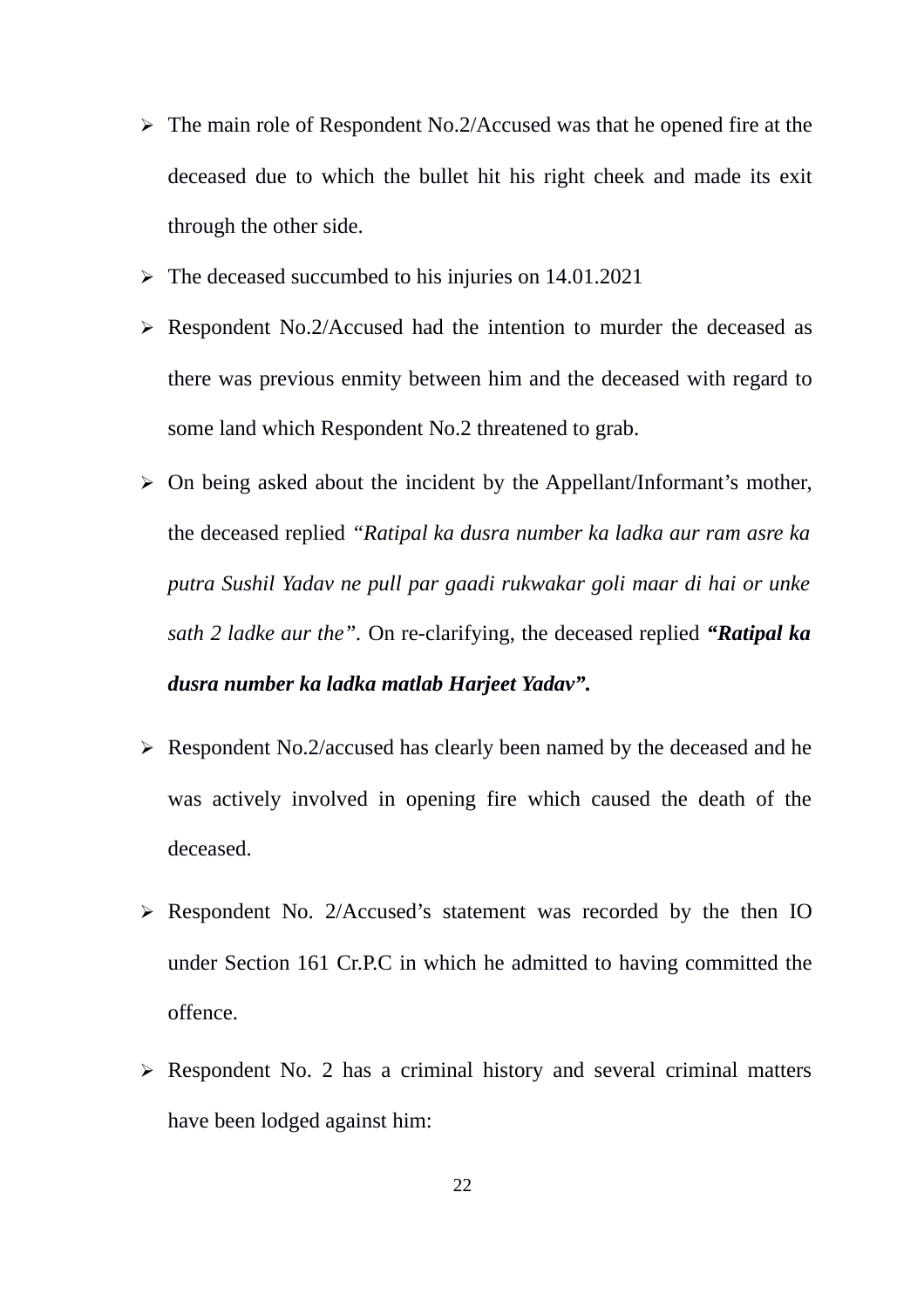- The main role of Respondent No.2/Accused was that he opened fire at the deceased due to which the bullet hit his right cheek and made its exit through the other side.
- The deceased succumbed to his injuries on 14.01.2021
- Respondent No.2/Accused had the intention to murder the deceased as there was previous enmity between him and the deceased with regard to some land which Respondent No.2 threatened to grab.
- On being asked about the incident by the Appellant/Informant's mother, the deceased replied *"Ratipal ka dusra number ka ladka aur ram asre ka putra Sushil Yadav ne pull par gaadi rukwakar goli maar di hai or unke sath 2 ladke aur the"*. On re-clarifying, the deceased replied ***"Ratipal ka dusra number ka ladka matlab Harjeet Yadav".***
- Respondent No.2/accused has clearly been named by the deceased and he was actively involved in opening fire which caused the death of the deceased.
- Respondent No. 2/Accused's statement was recorded by the then IO under Section 161 Cr.P.C in which he admitted to having committed the offence.
- Respondent No. 2 has a criminal history and several criminal matters have been lodged against him: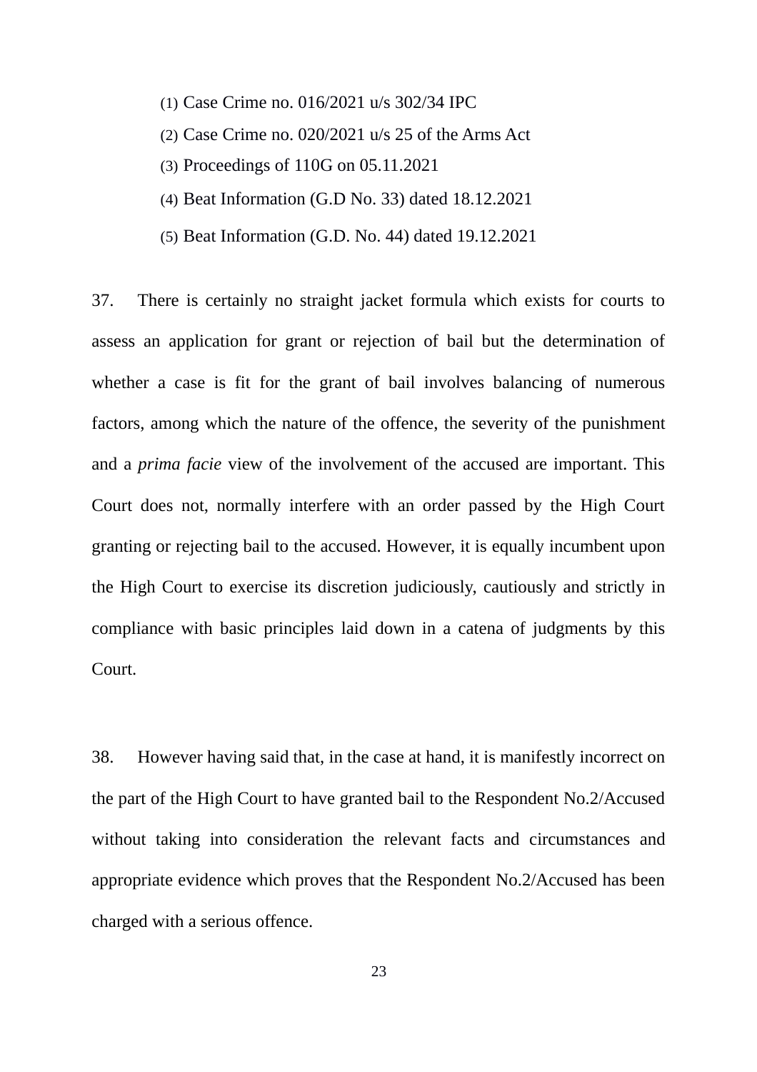(1) Case Crime no. 016/2021 u/s 302/34 IPC

(2) Case Crime no. 020/2021 u/s 25 of the Arms Act

(3) Proceedings of 110G on 05.11.2021

(4) Beat Information (G.D No. 33) dated 18.12.2021

(5) Beat Information (G.D. No. 44) dated 19.12.2021

37. There is certainly no straight jacket formula which exists for courts to assess an application for grant or rejection of bail but the determination of whether a case is fit for the grant of bail involves balancing of numerous factors, among which the nature of the offence, the severity of the punishment and a *prima facie* view of the involvement of the accused are important. This Court does not, normally interfere with an order passed by the High Court granting or rejecting bail to the accused. However, it is equally incumbent upon the High Court to exercise its discretion judiciously, cautiously and strictly in compliance with basic principles laid down in a catena of judgments by this Court.

38. However having said that, in the case at hand, it is manifestly incorrect on the part of the High Court to have granted bail to the Respondent No.2/Accused without taking into consideration the relevant facts and circumstances and appropriate evidence which proves that the Respondent No.2/Accused has been charged with a serious offence.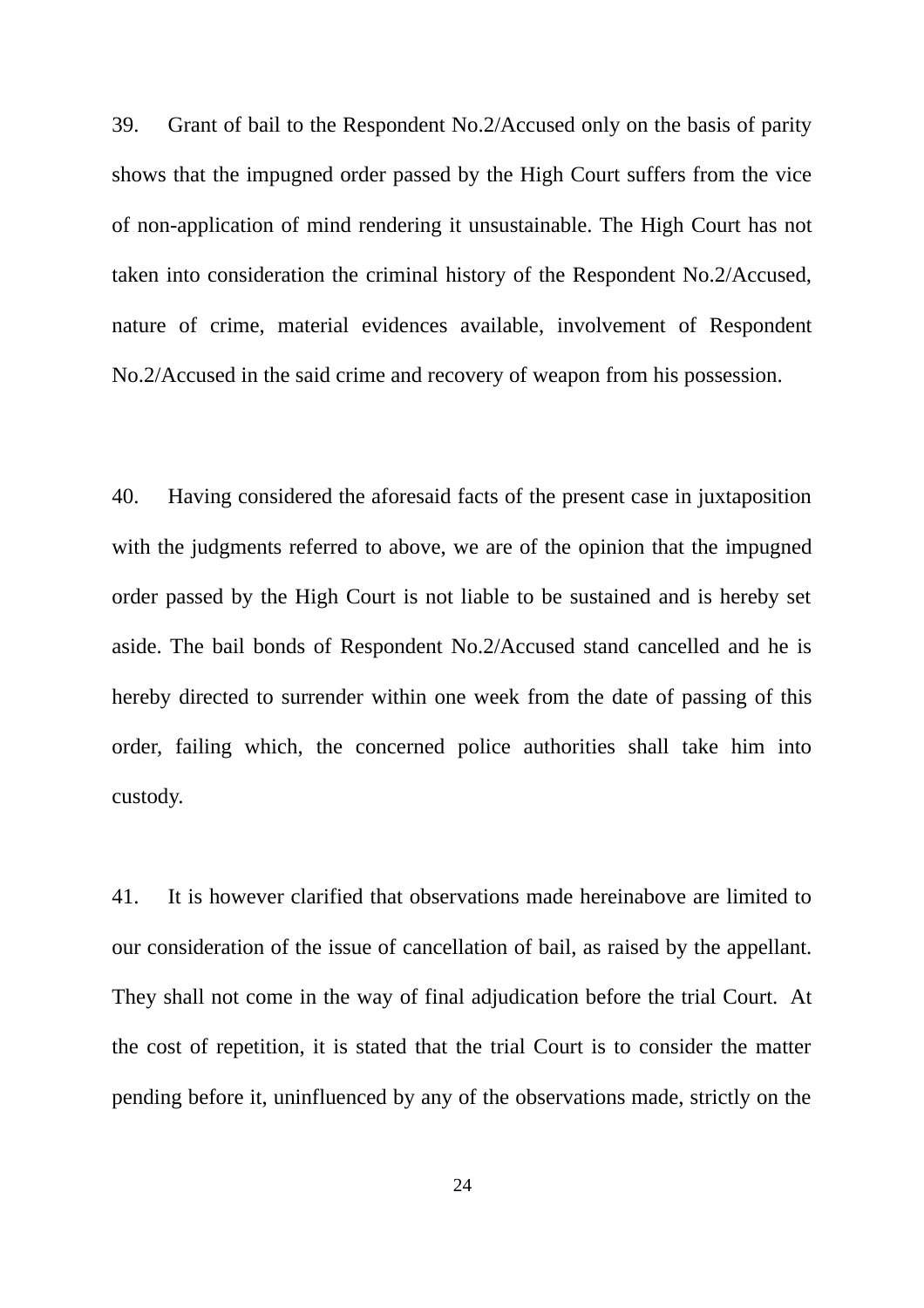39. Grant of bail to the Respondent No.2/Accused only on the basis of parity shows that the impugned order passed by the High Court suffers from the vice of non-application of mind rendering it unsustainable. The High Court has not taken into consideration the criminal history of the Respondent No.2/Accused, nature of crime, material evidences available, involvement of Respondent No.2/Accused in the said crime and recovery of weapon from his possession.

40. Having considered the aforesaid facts of the present case in juxtaposition with the judgments referred to above, we are of the opinion that the impugned order passed by the High Court is not liable to be sustained and is hereby set aside. The bail bonds of Respondent No.2/Accused stand cancelled and he is hereby directed to surrender within one week from the date of passing of this order, failing which, the concerned police authorities shall take him into custody.

41. It is however clarified that observations made hereinabove are limited to our consideration of the issue of cancellation of bail, as raised by the appellant. They shall not come in the way of final adjudication before the trial Court. At the cost of repetition, it is stated that the trial Court is to consider the matter pending before it, uninfluenced by any of the observations made, strictly on the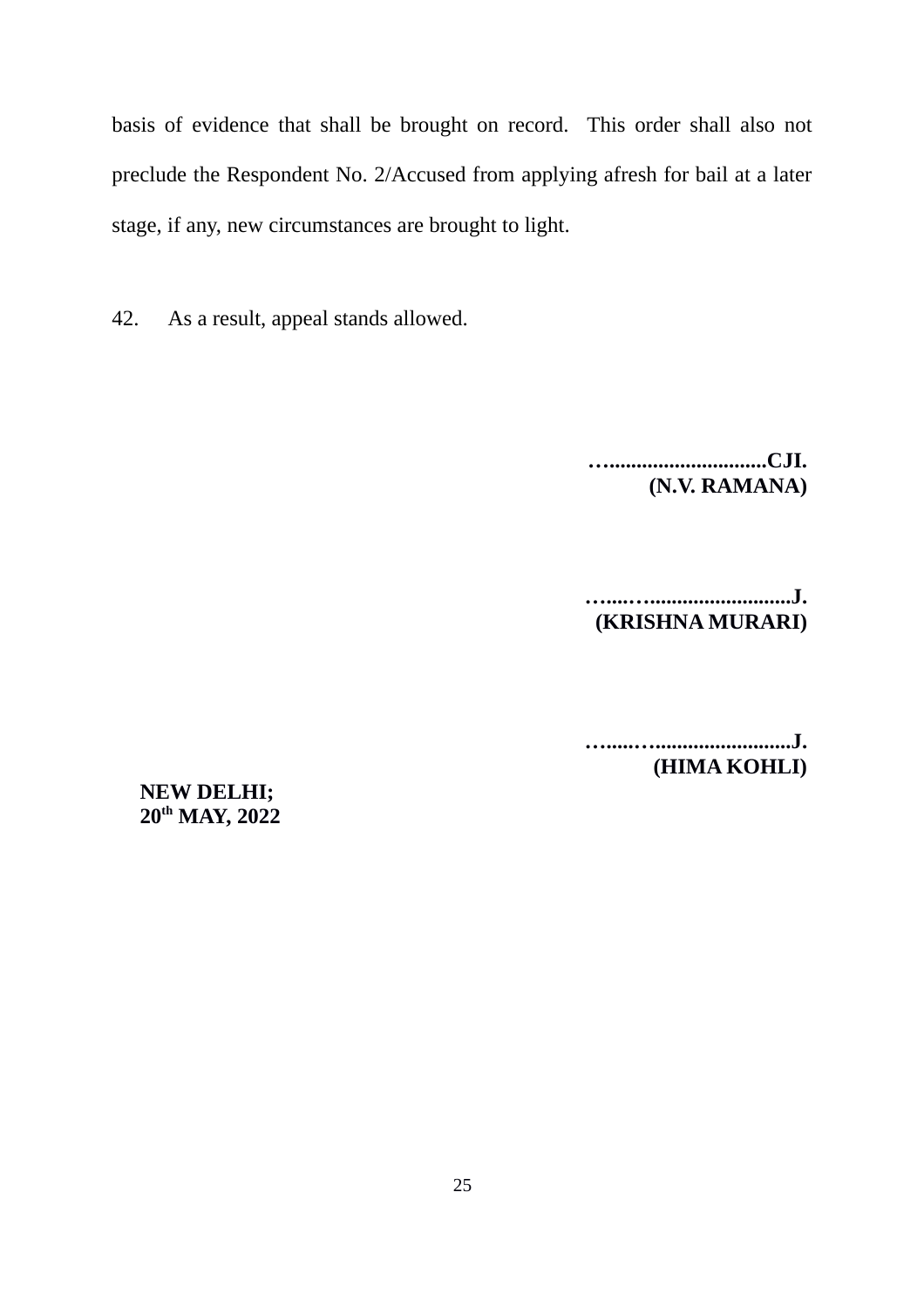basis of evidence that shall be brought on record. This order shall also not preclude the Respondent No. 2/Accused from applying afresh for bail at a later stage, if any, new circumstances are brought to light.

42. As a result, appeal stands allowed.

**…...........................CJI.**
**(N.V. RAMANA)**

**…....….........................J.**
**(KRISHNA MURARI)**

**…....…........................J.**
**(HIMA KOHLI)**

**NEW DELHI;**
**20th MAY, 2022**